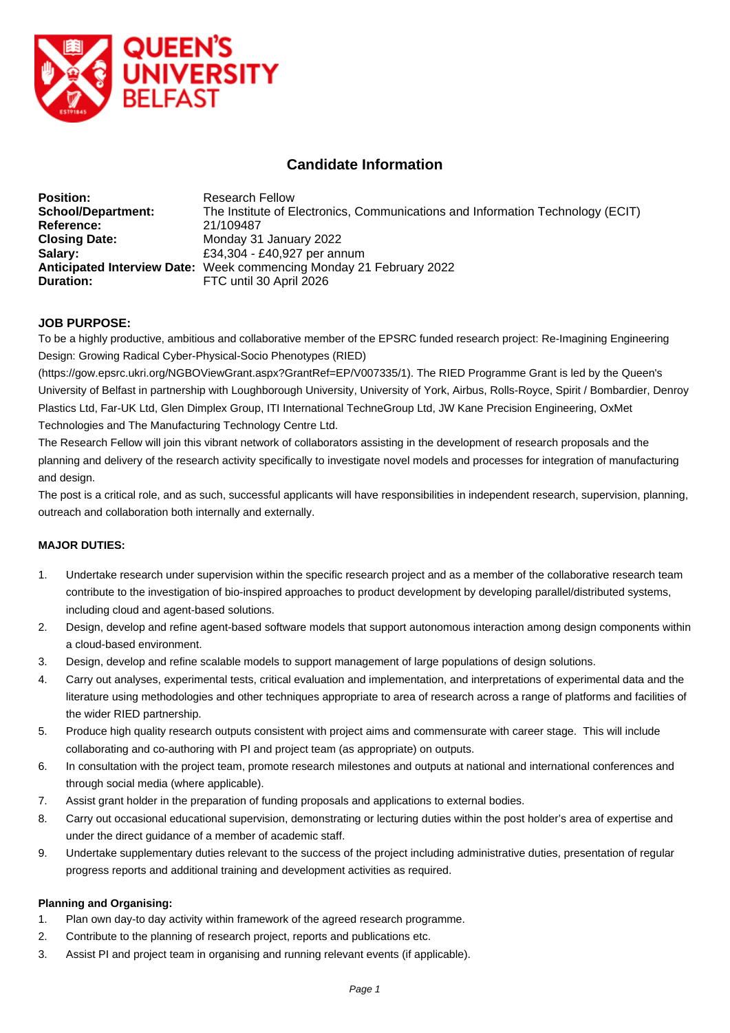## Candidate Information

**Position:** Research Fellow
**School/Department:** The Institute of Electronics, Communications and Information Technology (ECIT)
**Reference:** 21/109487
**Closing Date:** Monday 31 January 2022
**Salary:** £34,304 - £40,927 per annum
**Anticipated Interview Date:** Week commencing Monday 21 February 2022
**Duration:** FTC until 30 April 2026

### JOB PURPOSE:

To be a highly productive, ambitious and collaborative member of the EPSRC funded research project: Re-Imagining Engineering Design: Growing Radical Cyber-Physical-Socio Phenotypes (RIED) (https://gow.epsrc.ukri.org/NGBOViewGrant.aspx?GrantRef=EP/V007335/1). The RIED Programme Grant is led by the Queen's University of Belfast in partnership with Loughborough University, University of York, Airbus, Rolls-Royce, Spirit / Bombardier, Denroy Plastics Ltd, Far-UK Ltd, Glen Dimplex Group, ITI International TecneGroup Ltd, JW Kane Precision Engineering, OxMet Technologies and The Manufacturing Technology Centre Ltd.

The Research Fellow will join this vibrant network of collaborators assisting in the development of research proposals and the planning and delivery of the research activity specifically to investigate novel models and processes for integration of manufacturing and design.

The post is a critical role, and as such, successful applicants will have responsibilities in independent research, supervision, planning, outreach and collaboration both internally and externally.

### MAJOR DUTIES:

1. Undertake research under supervision within the specific research project and as a member of the collaborative research team contribute to the investigation of bio-inspired approaches to product development by developing parallel/distributed systems, including cloud and agent-based solutions.
2. Design, develop and refine agent-based software models that support autonomous interaction among design components within a cloud-based environment.
3. Design, develop and refine scalable models to support management of large populations of design solutions.
4. Carry out analyses, experimental tests, critical evaluation and implementation, and interpretations of experimental data and the literature using methodologies and other techniques appropriate to area of research across a range of platforms and facilities of the wider RIED partnership.
5. Produce high quality research outputs consistent with project aims and commensurate with career stage. This will include collaborating and co-authoring with PI and project team (as appropriate) on outputs.
6. In consultation with the project team, promote research milestones and outputs at national and international conferences and through social media (where applicable).
7. Assist grant holder in the preparation of funding proposals and applications to external bodies.
8. Carry out occasional educational supervision, demonstrating or lecturing duties within the post holder's area of expertise and under the direct guidance of a member of academic staff.
9. Undertake supplementary duties relevant to the success of the project including administrative duties, presentation of regular progress reports and additional training and development activities as required.

#### Planning and Organising:

1. Plan own day-to day activity within framework of the agreed research programme.
2. Contribute to the planning of research project, reports and publications etc.
3. Assist PI and project team in organising and running relevant events (if applicable).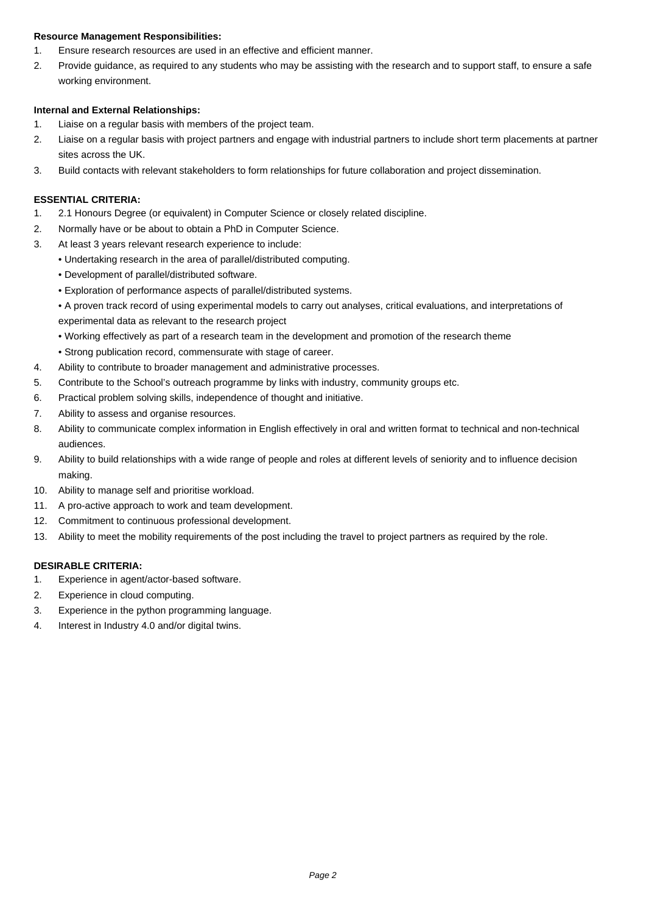**Resource Management Responsibilities:**

1. Ensure research resources are used in an effective and efficient manner.
2. Provide guidance, as required to any students who may be assisting with the research and to support staff, to ensure a safe working environment.

**Internal and External Relationships:**

1. Liaise on a regular basis with members of the project team.
2. Liaise on a regular basis with project partners and engage with industrial partners to include short term placements at partner sites across the UK.
3. Build contacts with relevant stakeholders to form relationships for future collaboration and project dissemination.

**ESSENTIAL CRITERIA:**

1. 2.1 Honours Degree (or equivalent) in Computer Science or closely related discipline.
2. Normally have or be about to obtain a PhD in Computer Science.
3. At least 3 years relevant research experience to include:
   • Undertaking research in the area of parallel/distributed computing.
   • Development of parallel/distributed software.
   • Exploration of performance aspects of parallel/distributed systems.
   • A proven track record of using experimental models to carry out analyses, critical evaluations, and interpretations of experimental data as relevant to the research project
   • Working effectively as part of a research team in the development and promotion of the research theme
   • Strong publication record, commensurate with stage of career.
4. Ability to contribute to broader management and administrative processes.
5. Contribute to the School's outreach programme by links with industry, community groups etc.
6. Practical problem solving skills, independence of thought and initiative.
7. Ability to assess and organise resources.
8. Ability to communicate complex information in English effectively in oral and written format to technical and non-technical audiences.
9. Ability to build relationships with a wide range of people and roles at different levels of seniority and to influence decision making.
10. Ability to manage self and prioritise workload.
11. A pro-active approach to work and team development.
12. Commitment to continuous professional development.
13. Ability to meet the mobility requirements of the post including the travel to project partners as required by the role.

**DESIRABLE CRITERIA:**

1. Experience in agent/actor-based software.
2. Experience in cloud computing.
3. Experience in the python programming language.
4. Interest in Industry 4.0 and/or digital twins.